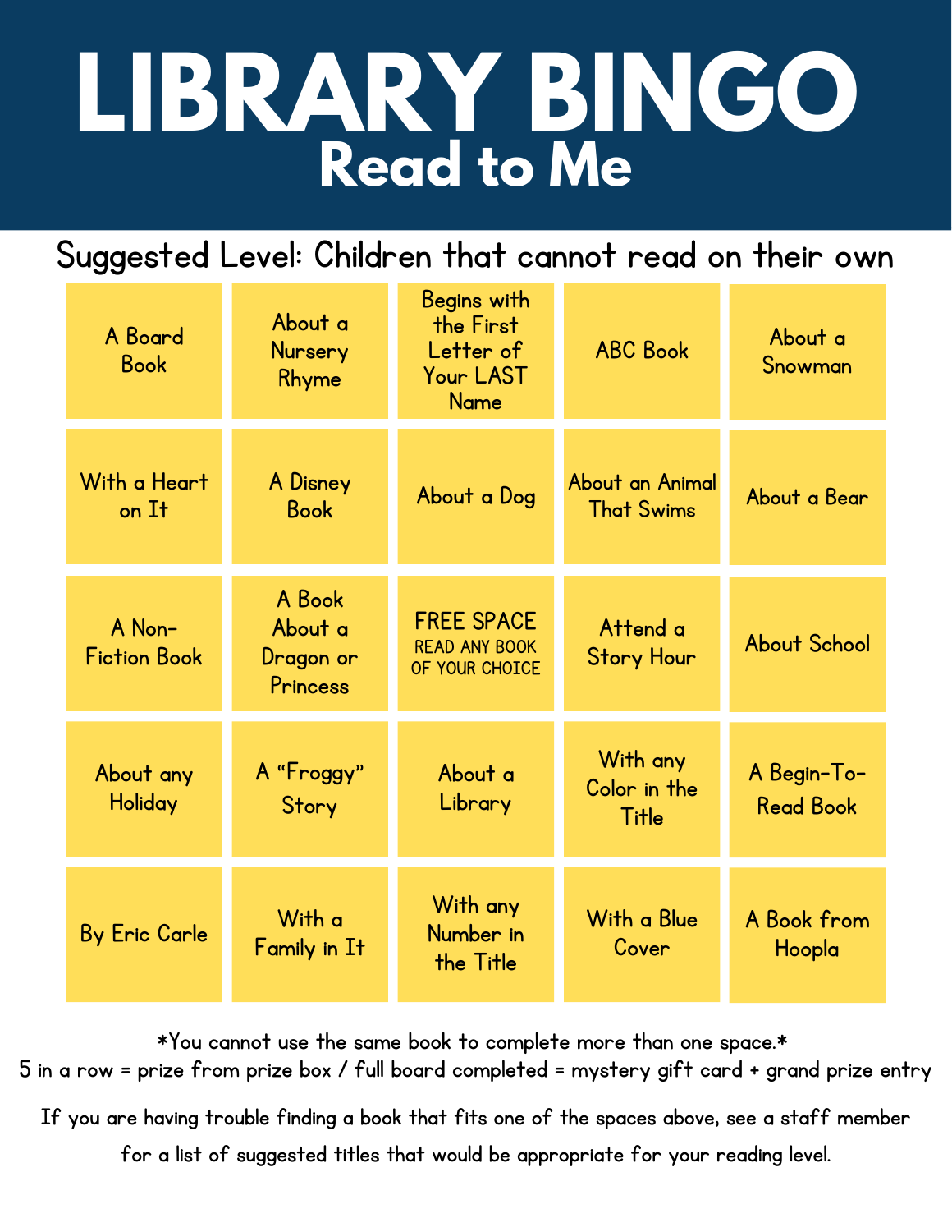# LIBRARY BINGO

## Read to Me

Suggested Level: Children that cannot read on their own

| | | | | |
|---|---|---|---|---|
| A Board Book | About a Nursery Rhyme | Begins with the First Letter of Your LAST Name | ABC Book | About a Snowman |
| With a Heart on It | A Disney Book | About a Dog | About an Animal That Swims | About a Bear |
| A Non-Fiction Book | A Book About a Dragon or Princess | FREE SPACE READ ANY BOOK OF YOUR CHOICE | Attend a Story Hour | About School |
| About any Holiday | A "Froggy" Story | About a Library | With any Color in the Title | A Begin-To-Read Book |
| By Eric Carle | With a Family in It | With any Number in the Title | With a Blue Cover | A Book from Hoopla |

*You cannot use the same book to complete more than one space.*

5 in a row = prize from prize box / full board completed = mystery gift card + grand prize entry

If you are having trouble finding a book that fits one of the spaces above, see a staff member for a list of suggested titles that would be appropriate for your reading level.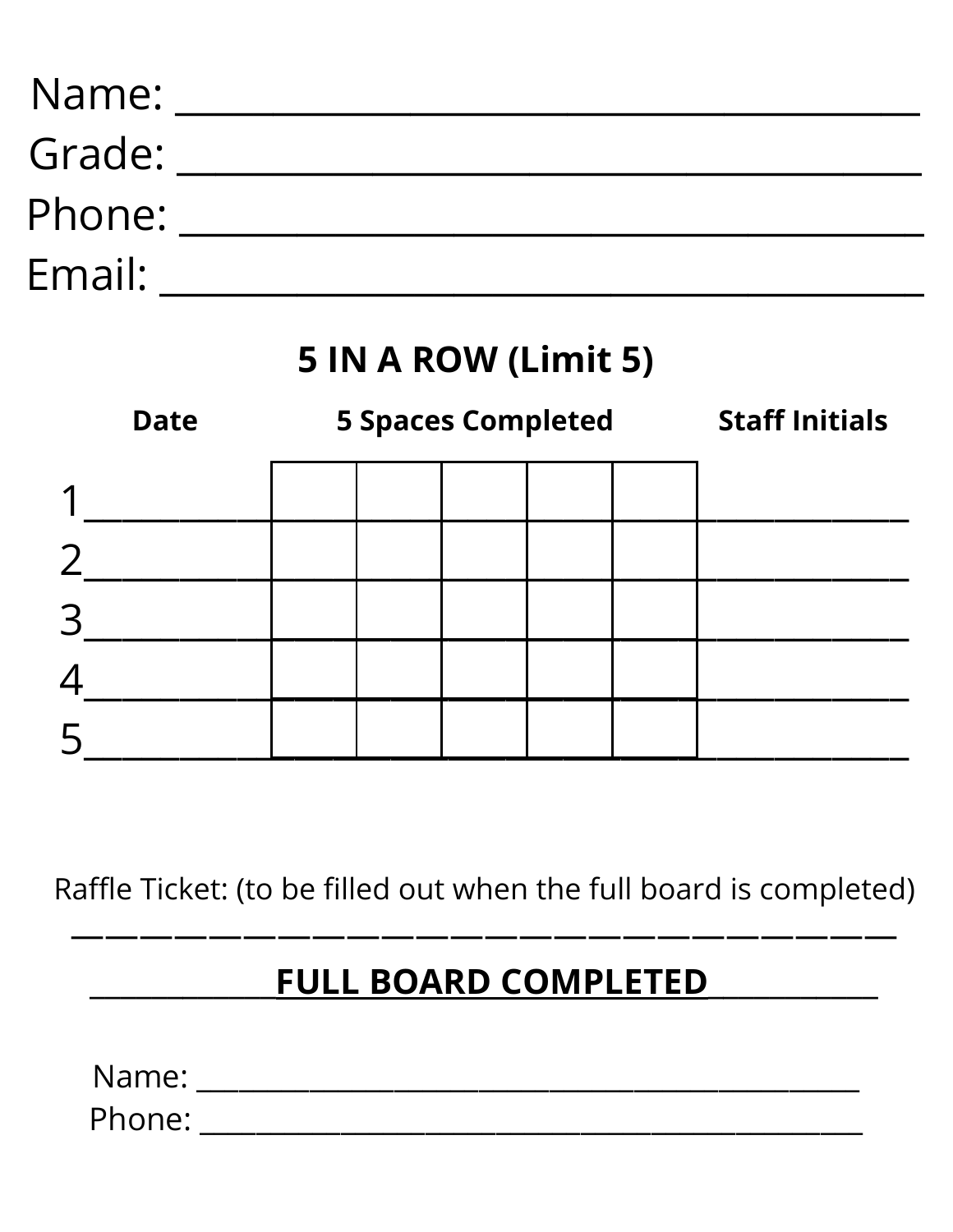Name: ________________________________________

Grade: ________________________________________

Phone: ________________________________________

Email: ________________________________________

## 5 IN A ROW (Limit 5)

| | Date | 5 Spaces Completed | | | | | Staff Initials |
|---|---|---|---|---|---|---|---|
| 1 | | | | | | | |
| 2 | | | | | | | |
| 3 | | | | | | | |
| 4 | | | | | | | |
| 5 | | | | | | | |

Raffle Ticket: (to be filled out when the full board is completed)

---

**FULL BOARD COMPLETED**

Name: ________________________________________

Phone: ________________________________________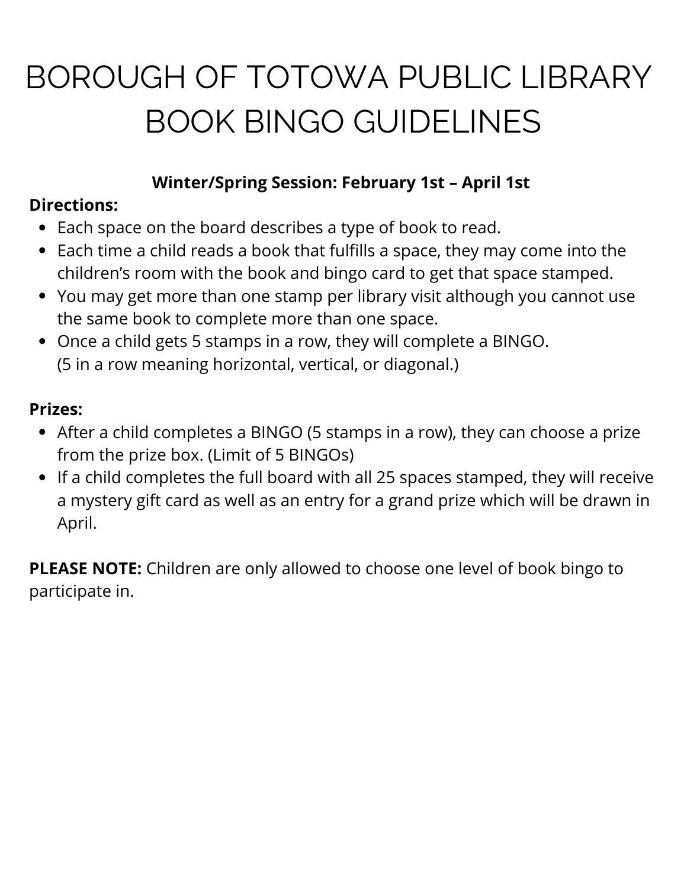# BOROUGH OF TOTOWA PUBLIC LIBRARY BOOK BINGO GUIDELINES

**Winter/Spring Session: February 1st – April 1st**

**Directions:**

- Each space on the board describes a type of book to read.
- Each time a child reads a book that fulfills a space, they may come into the children's room with the book and bingo card to get that space stamped.
- You may get more than one stamp per library visit although you cannot use the same book to complete more than one space.
- Once a child gets 5 stamps in a row, they will complete a BINGO. (5 in a row meaning horizontal, vertical, or diagonal.)

**Prizes:**

- After a child completes a BINGO (5 stamps in a row), they can choose a prize from the prize box. (Limit of 5 BINGOs)
- If a child completes the full board with all 25 spaces stamped, they will receive a mystery gift card as well as an entry for a grand prize which will be drawn in April.

**PLEASE NOTE:** Children are only allowed to choose one level of book bingo to participate in.